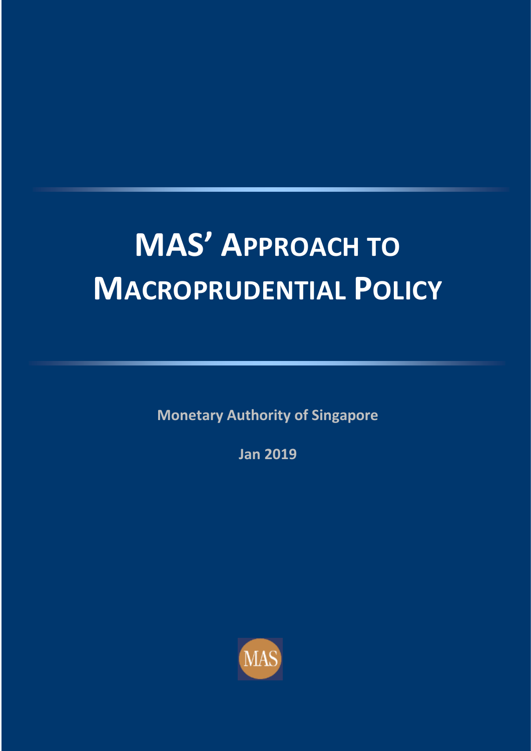# MAS' Approach to Macroprudential Policy

**Monetary Authority of Singapore**

**Jan 2019**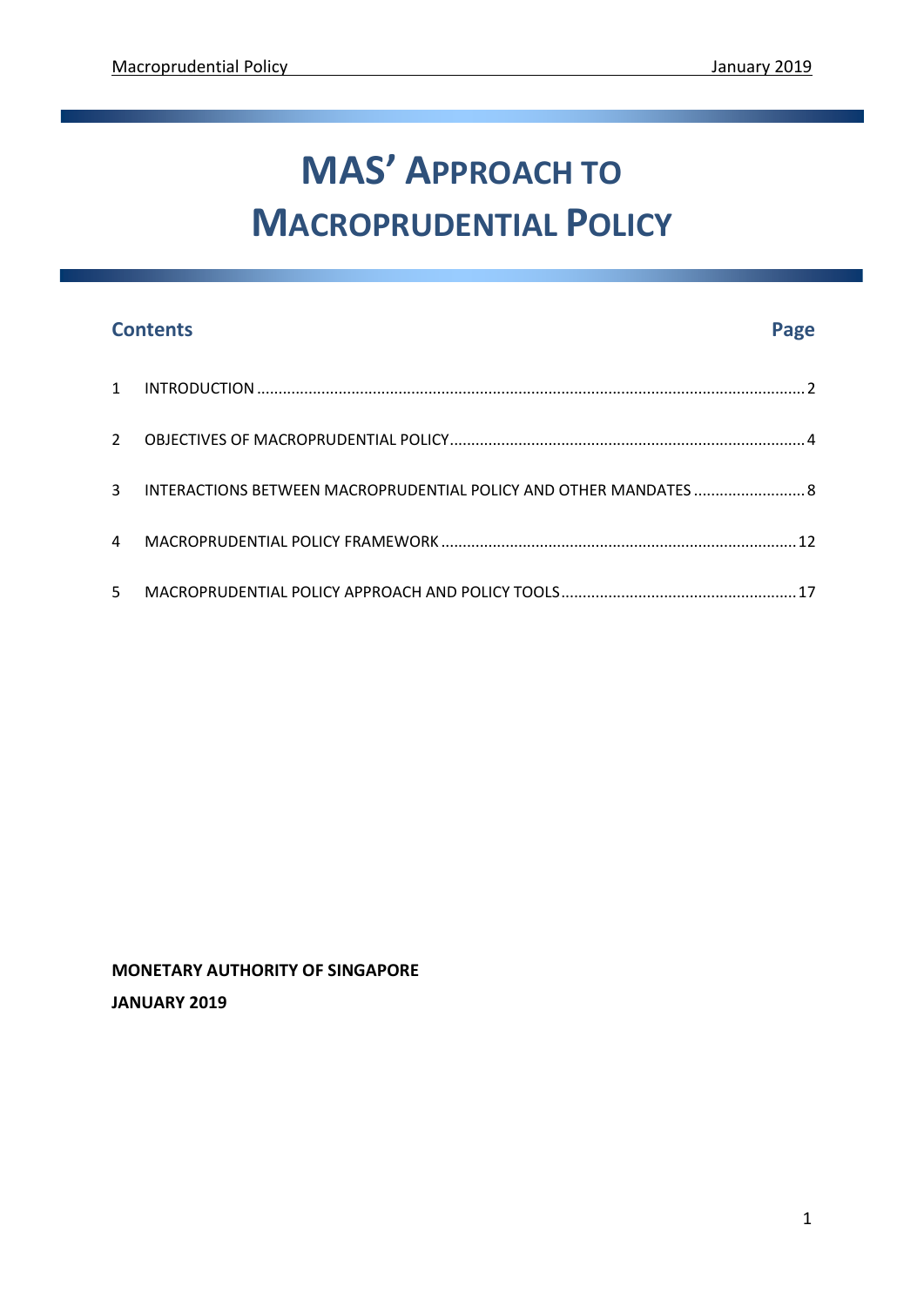# MAS' APPROACH TO MACROPRUDENTIAL POLICY

| Contents | | Page |
|---|---|---|
| 1 | INTRODUCTION | 2 |
| 2 | OBJECTIVES OF MACROPRUDENTIAL POLICY | 4 |
| 3 | INTERACTIONS BETWEEN MACROPRUDENTIAL POLICY AND OTHER MANDATES | 8 |
| 4 | MACROPRUDENTIAL POLICY FRAMEWORK | 12 |
| 5 | MACROPRUDENTIAL POLICY APPROACH AND POLICY TOOLS | 17 |

**MONETARY AUTHORITY OF SINGAPORE**

**JANUARY 2019**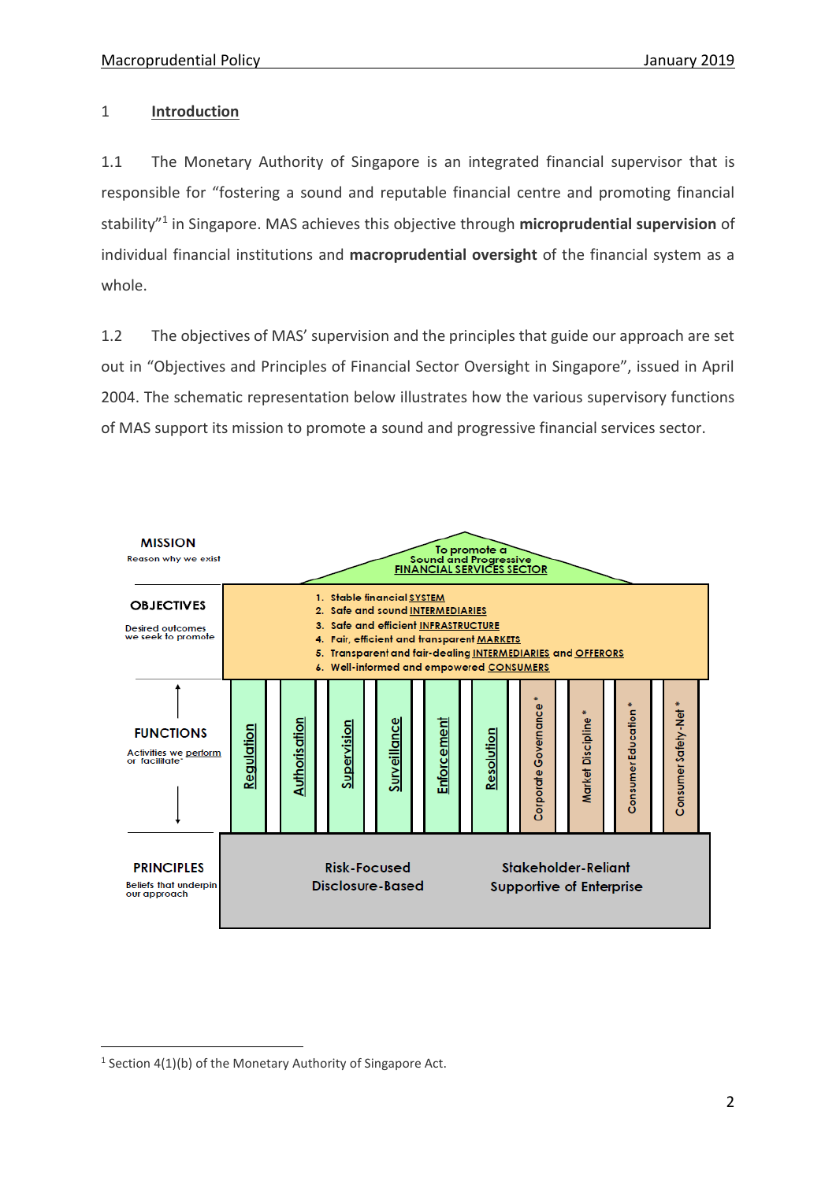## 1 Introduction

1.1 The Monetary Authority of Singapore is an integrated financial supervisor that is responsible for "fostering a sound and reputable financial centre and promoting financial stability"[1] in Singapore. MAS achieves this objective through **microprudential supervision** of individual financial institutions and **macroprudential oversight** of the financial system as a whole.

1.2 The objectives of MAS' supervision and the principles that guide our approach are set out in "Objectives and Principles of Financial Sector Oversight in Singapore", issued in April 2004. The schematic representation below illustrates how the various supervisory functions of MAS support its mission to promote a sound and progressive financial services sector.

**MISSION**
Reason why we exist

To promote a Sound and Progressive FINANCIAL SERVICES SECTOR

**OBJECTIVES**
Desired outcomes we seek to promote

1. Stable financial SYSTEM
2. Safe and sound INTERMEDIARIES
3. Safe and efficient INFRASTRUCTURE
4. Fair, efficient and transparent MARKETS
5. Transparent and fair-dealing INTERMEDIARIES and OFFERORS
6. Well-informed and empowered CONSUMERS

**FUNCTIONS**
Activities we perform or facilitate*

Regulation | Authorisation | Supervision | Surveillance | Enforcement | Resolution | Corporate Governance* | Market Discipline* | Consumer Education* | Consumer Safety-Net*

**PRINCIPLES**
Beliefs that underpin our approach

Risk-Focused
Disclosure-Based
Stakeholder-Reliant
Supportive of Enterprise

---

[1] Section 4(1)(b) of the Monetary Authority of Singapore Act.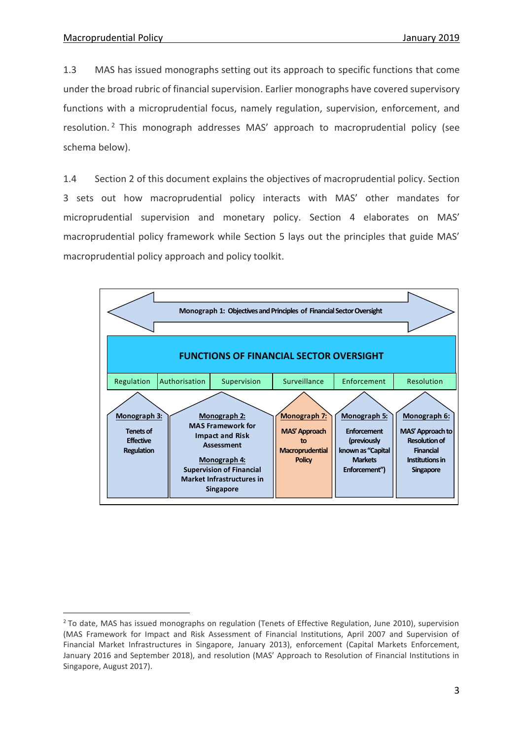1.3 MAS has issued monographs setting out its approach to specific functions that come under the broad rubric of financial supervision. Earlier monographs have covered supervisory functions with a microprudential focus, namely regulation, supervision, enforcement, and resolution.[2] This monograph addresses MAS' approach to macroprudential policy (see schema below).

1.4 Section 2 of this document explains the objectives of macroprudential policy. Section 3 sets out how macroprudential policy interacts with MAS' other mandates for microprudential supervision and monetary policy. Section 4 elaborates on MAS' macroprudential policy framework while Section 5 lays out the principles that guide MAS' macroprudential policy approach and policy toolkit.

**Monograph 1: Objectives and Principles of Financial Sector Oversight**

**FUNCTIONS OF FINANCIAL SECTOR OVERSIGHT**

| Regulation | Authorisation | Supervision | Surveillance | Enforcement | Resolution |
|---|---|---|---|---|---|
| **Monograph 3:** Tenets of Effective Regulation | **Monograph 2:** MAS Framework for Impact and Risk Assessment; **Monograph 4:** Supervision of Financial Market Infrastructures in Singapore | | **Monograph 7:** MAS' Approach to Macroprudential Policy | **Monograph 5:** Enforcement (previously known as "Capital Markets Enforcement") | **Monograph 6:** MAS' Approach to Resolution of Financial Institutions in Singapore |

---

[2] To date, MAS has issued monographs on regulation (Tenets of Effective Regulation, June 2010), supervision (MAS Framework for Impact and Risk Assessment of Financial Institutions, April 2007 and Supervision of Financial Market Infrastructures in Singapore, January 2013), enforcement (Capital Markets Enforcement, January 2016 and September 2018), and resolution (MAS' Approach to Resolution of Financial Institutions in Singapore, August 2017).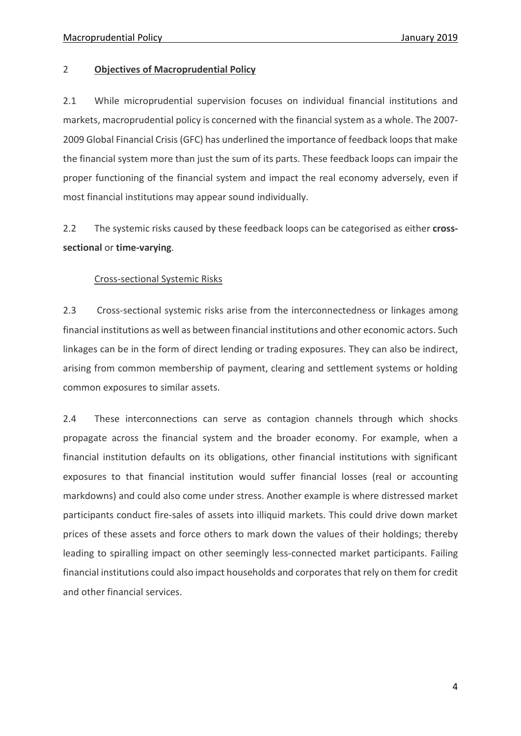## 2 **Objectives of Macroprudential Policy**

2.1 While microprudential supervision focuses on individual financial institutions and markets, macroprudential policy is concerned with the financial system as a whole. The 2007-2009 Global Financial Crisis (GFC) has underlined the importance of feedback loops that make the financial system more than just the sum of its parts. These feedback loops can impair the proper functioning of the financial system and impact the real economy adversely, even if most financial institutions may appear sound individually.

2.2 The systemic risks caused by these feedback loops can be categorised as either **cross-sectional** or **time-varying**.

### Cross-sectional Systemic Risks

2.3 Cross-sectional systemic risks arise from the interconnectedness or linkages among financial institutions as well as between financial institutions and other economic actors. Such linkages can be in the form of direct lending or trading exposures. They can also be indirect, arising from common membership of payment, clearing and settlement systems or holding common exposures to similar assets.

2.4 These interconnections can serve as contagion channels through which shocks propagate across the financial system and the broader economy. For example, when a financial institution defaults on its obligations, other financial institutions with significant exposures to that financial institution would suffer financial losses (real or accounting markdowns) and could also come under stress. Another example is where distressed market participants conduct fire-sales of assets into illiquid markets. This could drive down market prices of these assets and force others to mark down the values of their holdings; thereby leading to spiralling impact on other seemingly less-connected market participants. Failing financial institutions could also impact households and corporates that rely on them for credit and other financial services.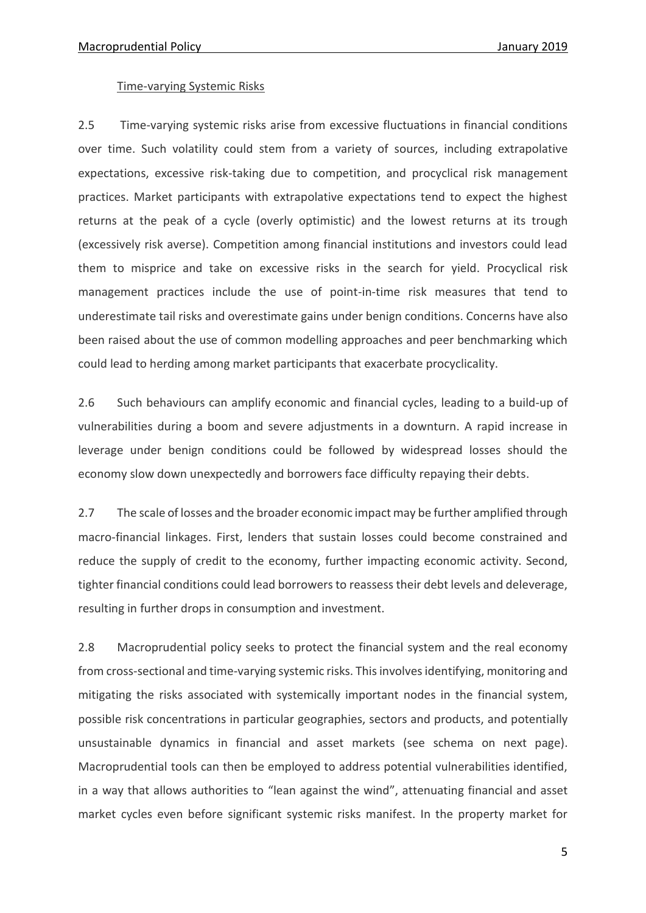### Time-varying Systemic Risks

2.5 Time-varying systemic risks arise from excessive fluctuations in financial conditions over time. Such volatility could stem from a variety of sources, including extrapolative expectations, excessive risk-taking due to competition, and procyclical risk management practices. Market participants with extrapolative expectations tend to expect the highest returns at the peak of a cycle (overly optimistic) and the lowest returns at its trough (excessively risk averse). Competition among financial institutions and investors could lead them to misprice and take on excessive risks in the search for yield. Procyclical risk management practices include the use of point-in-time risk measures that tend to underestimate tail risks and overestimate gains under benign conditions. Concerns have also been raised about the use of common modelling approaches and peer benchmarking which could lead to herding among market participants that exacerbate procyclicality.

2.6 Such behaviours can amplify economic and financial cycles, leading to a build-up of vulnerabilities during a boom and severe adjustments in a downturn. A rapid increase in leverage under benign conditions could be followed by widespread losses should the economy slow down unexpectedly and borrowers face difficulty repaying their debts.

2.7 The scale of losses and the broader economic impact may be further amplified through macro-financial linkages. First, lenders that sustain losses could become constrained and reduce the supply of credit to the economy, further impacting economic activity. Second, tighter financial conditions could lead borrowers to reassess their debt levels and deleverage, resulting in further drops in consumption and investment.

2.8 Macroprudential policy seeks to protect the financial system and the real economy from cross-sectional and time-varying systemic risks. This involves identifying, monitoring and mitigating the risks associated with systemically important nodes in the financial system, possible risk concentrations in particular geographies, sectors and products, and potentially unsustainable dynamics in financial and asset markets (see schema on next page). Macroprudential tools can then be employed to address potential vulnerabilities identified, in a way that allows authorities to "lean against the wind", attenuating financial and asset market cycles even before significant systemic risks manifest. In the property market for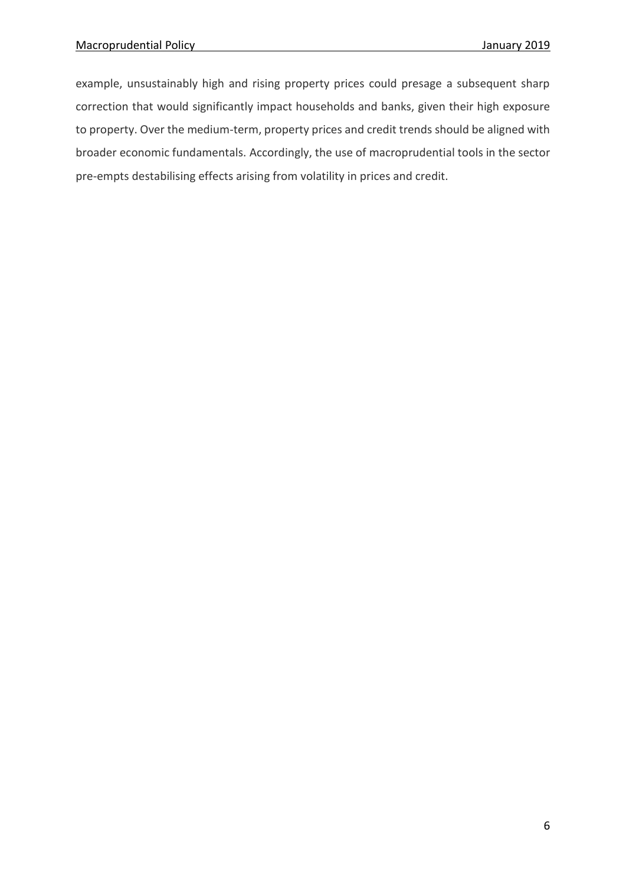example, unsustainably high and rising property prices could presage a subsequent sharp correction that would significantly impact households and banks, given their high exposure to property. Over the medium-term, property prices and credit trends should be aligned with broader economic fundamentals. Accordingly, the use of macroprudential tools in the sector pre-empts destabilising effects arising from volatility in prices and credit.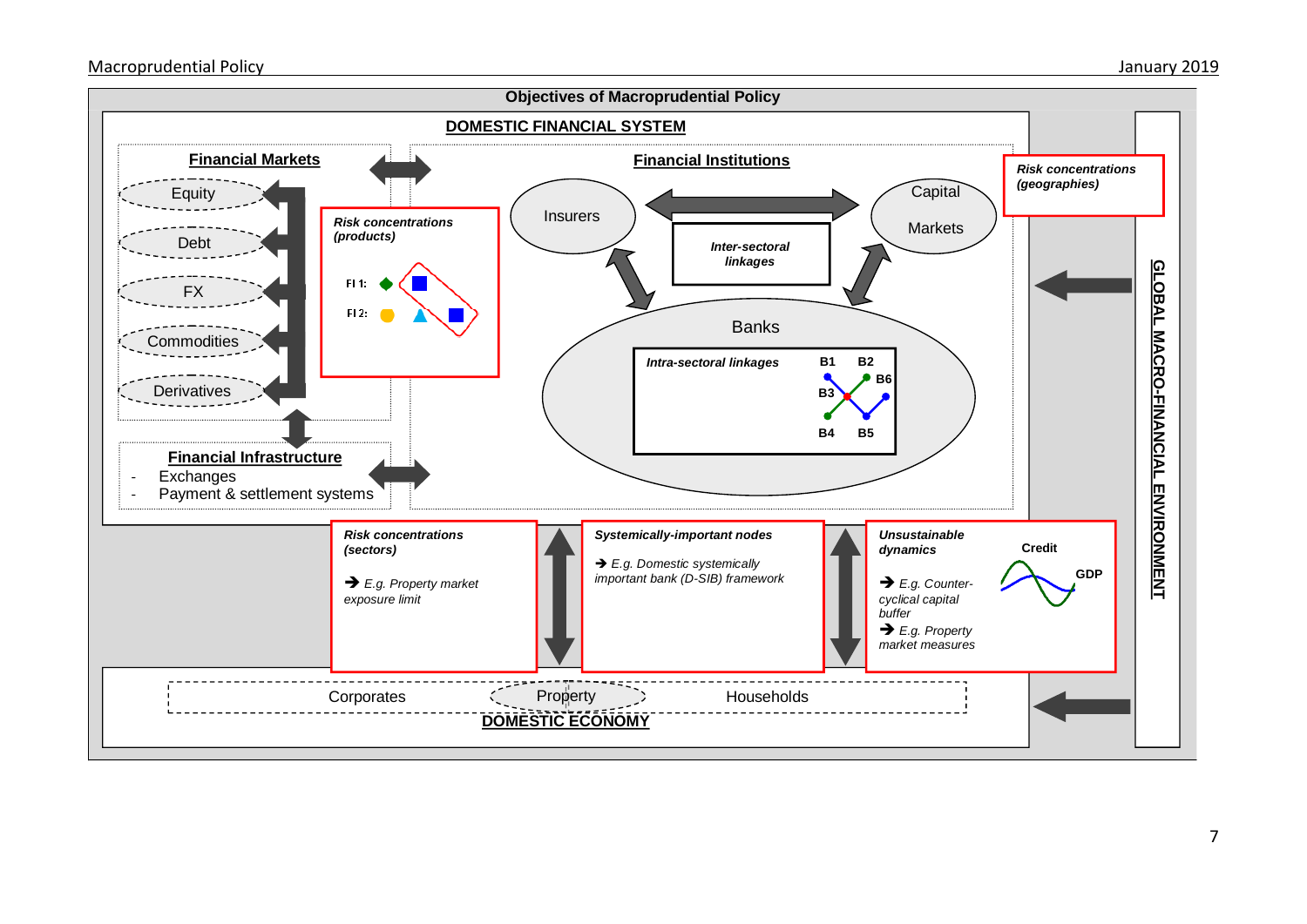**Objectives of Macroprudential Policy**

**DOMESTIC FINANCIAL SYSTEM**

**Financial Markets**

- Equity
- Debt
- FX
- Commodities
- Derivatives

*Risk concentrations (products)*

FI 1:

FI 2:

**Financial Institutions**

Insurers

Capital Markets

*Inter-sectoral linkages*

Banks

*Intra-sectoral linkages* B1 B2 B6 B3 B4 B5

*Risk concentrations (geographies)*

**Financial Infrastructure**

- Exchanges
- Payment & settlement systems

**GLOBAL MACRO-FINANCIAL ENVIRONMENT**

*Risk concentrations (sectors)*

➔ *E.g. Property market exposure limit*

*Systemically-important nodes*

➔ *E.g. Domestic systemically important bank (D-SIB) framework*

*Unsustainable dynamics*

➔ *E.g. Counter-cyclical capital buffer*

➔ *E.g. Property market measures*

Credit

GDP

Corporates Property Households

**DOMESTIC ECONOMY**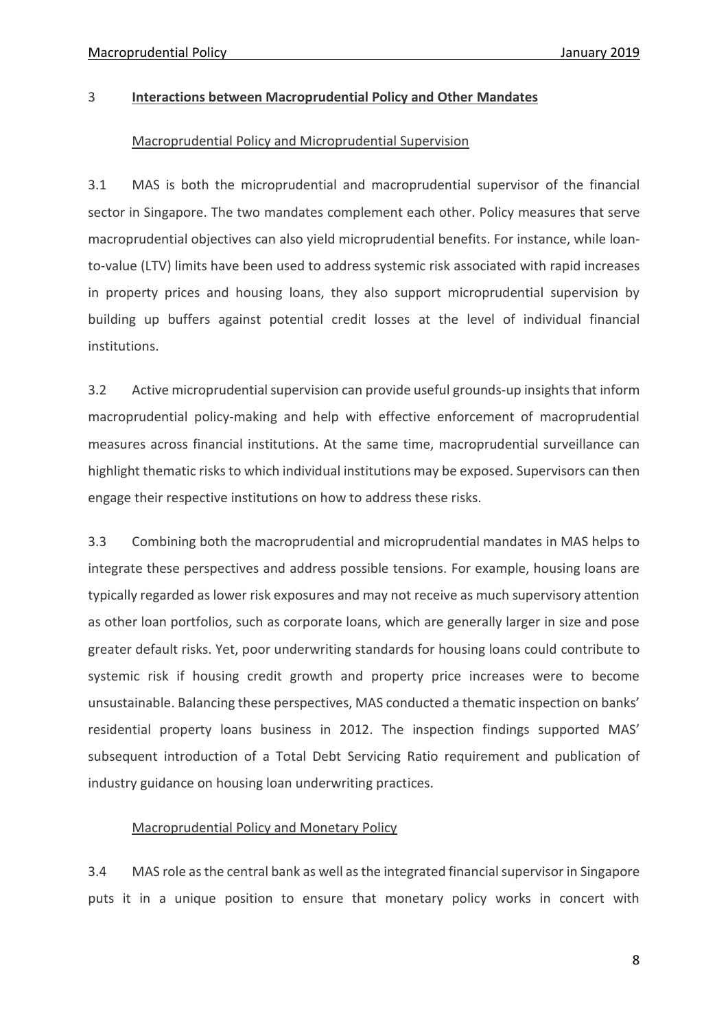## 3 Interactions between Macroprudential Policy and Other Mandates

### Macroprudential Policy and Microprudential Supervision

3.1 MAS is both the microprudential and macroprudential supervisor of the financial sector in Singapore. The two mandates complement each other. Policy measures that serve macroprudential objectives can also yield microprudential benefits. For instance, while loan-to-value (LTV) limits have been used to address systemic risk associated with rapid increases in property prices and housing loans, they also support microprudential supervision by building up buffers against potential credit losses at the level of individual financial institutions.

3.2 Active microprudential supervision can provide useful grounds-up insights that inform macroprudential policy-making and help with effective enforcement of macroprudential measures across financial institutions. At the same time, macroprudential surveillance can highlight thematic risks to which individual institutions may be exposed. Supervisors can then engage their respective institutions on how to address these risks.

3.3 Combining both the macroprudential and microprudential mandates in MAS helps to integrate these perspectives and address possible tensions. For example, housing loans are typically regarded as lower risk exposures and may not receive as much supervisory attention as other loan portfolios, such as corporate loans, which are generally larger in size and pose greater default risks. Yet, poor underwriting standards for housing loans could contribute to systemic risk if housing credit growth and property price increases were to become unsustainable. Balancing these perspectives, MAS conducted a thematic inspection on banks' residential property loans business in 2012. The inspection findings supported MAS' subsequent introduction of a Total Debt Servicing Ratio requirement and publication of industry guidance on housing loan underwriting practices.

### Macroprudential Policy and Monetary Policy

3.4 MAS role as the central bank as well as the integrated financial supervisor in Singapore puts it in a unique position to ensure that monetary policy works in concert with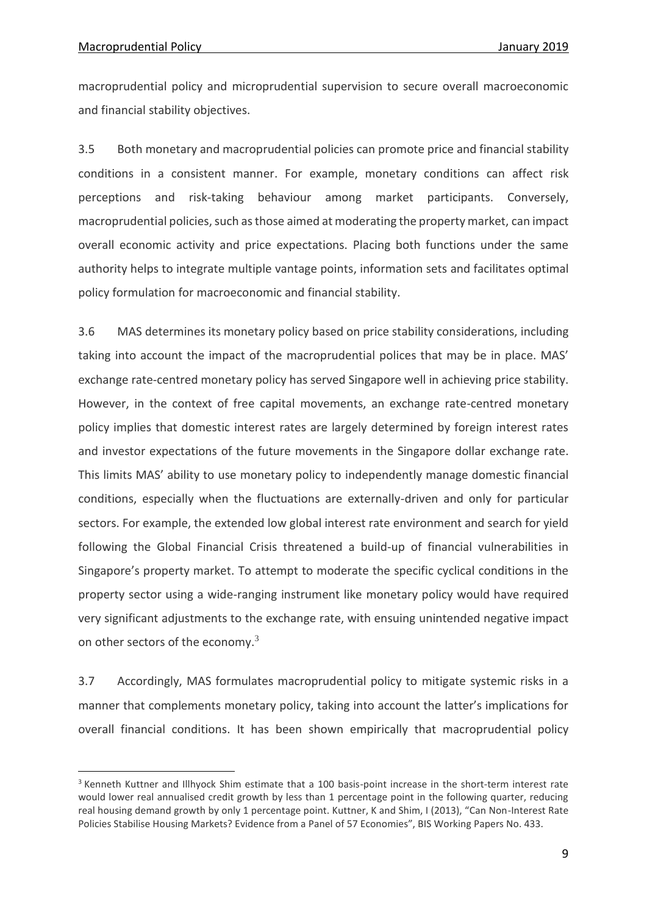macroprudential policy and microprudential supervision to secure overall macroeconomic and financial stability objectives.

3.5 Both monetary and macroprudential policies can promote price and financial stability conditions in a consistent manner. For example, monetary conditions can affect risk perceptions and risk-taking behaviour among market participants. Conversely, macroprudential policies, such as those aimed at moderating the property market, can impact overall economic activity and price expectations. Placing both functions under the same authority helps to integrate multiple vantage points, information sets and facilitates optimal policy formulation for macroeconomic and financial stability.

3.6 MAS determines its monetary policy based on price stability considerations, including taking into account the impact of the macroprudential polices that may be in place. MAS' exchange rate-centred monetary policy has served Singapore well in achieving price stability. However, in the context of free capital movements, an exchange rate-centred monetary policy implies that domestic interest rates are largely determined by foreign interest rates and investor expectations of the future movements in the Singapore dollar exchange rate. This limits MAS' ability to use monetary policy to independently manage domestic financial conditions, especially when the fluctuations are externally-driven and only for particular sectors. For example, the extended low global interest rate environment and search for yield following the Global Financial Crisis threatened a build-up of financial vulnerabilities in Singapore's property market. To attempt to moderate the specific cyclical conditions in the property sector using a wide-ranging instrument like monetary policy would have required very significant adjustments to the exchange rate, with ensuing unintended negative impact on other sectors of the economy.[3]

3.7 Accordingly, MAS formulates macroprudential policy to mitigate systemic risks in a manner that complements monetary policy, taking into account the latter's implications for overall financial conditions. It has been shown empirically that macroprudential policy

---

[3] Kenneth Kuttner and Illhyock Shim estimate that a 100 basis-point increase in the short-term interest rate would lower real annualised credit growth by less than 1 percentage point in the following quarter, reducing real housing demand growth by only 1 percentage point. Kuttner, K and Shim, I (2013), "Can Non-Interest Rate Policies Stabilise Housing Markets? Evidence from a Panel of 57 Economies", BIS Working Papers No. 433.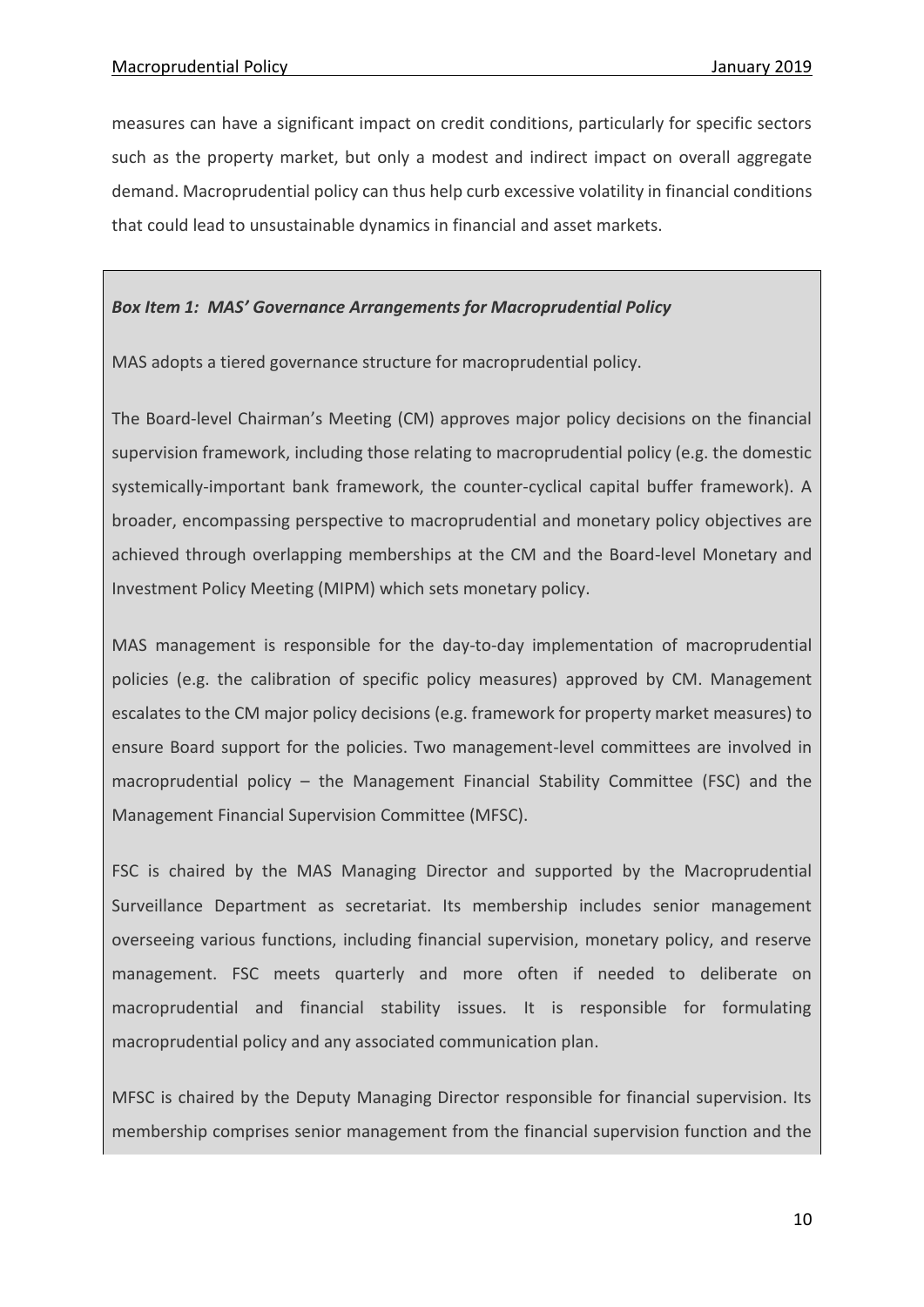measures can have a significant impact on credit conditions, particularly for specific sectors such as the property market, but only a modest and indirect impact on overall aggregate demand. Macroprudential policy can thus help curb excessive volatility in financial conditions that could lead to unsustainable dynamics in financial and asset markets.

***Box Item 1: MAS' Governance Arrangements for Macroprudential Policy***

MAS adopts a tiered governance structure for macroprudential policy.

The Board-level Chairman's Meeting (CM) approves major policy decisions on the financial supervision framework, including those relating to macroprudential policy (e.g. the domestic systemically-important bank framework, the counter-cyclical capital buffer framework). A broader, encompassing perspective to macroprudential and monetary policy objectives are achieved through overlapping memberships at the CM and the Board-level Monetary and Investment Policy Meeting (MIPM) which sets monetary policy.

MAS management is responsible for the day-to-day implementation of macroprudential policies (e.g. the calibration of specific policy measures) approved by CM. Management escalates to the CM major policy decisions (e.g. framework for property market measures) to ensure Board support for the policies. Two management-level committees are involved in macroprudential policy – the Management Financial Stability Committee (FSC) and the Management Financial Supervision Committee (MFSC).

FSC is chaired by the MAS Managing Director and supported by the Macroprudential Surveillance Department as secretariat. Its membership includes senior management overseeing various functions, including financial supervision, monetary policy, and reserve management. FSC meets quarterly and more often if needed to deliberate on macroprudential and financial stability issues. It is responsible for formulating macroprudential policy and any associated communication plan.

MFSC is chaired by the Deputy Managing Director responsible for financial supervision. Its membership comprises senior management from the financial supervision function and the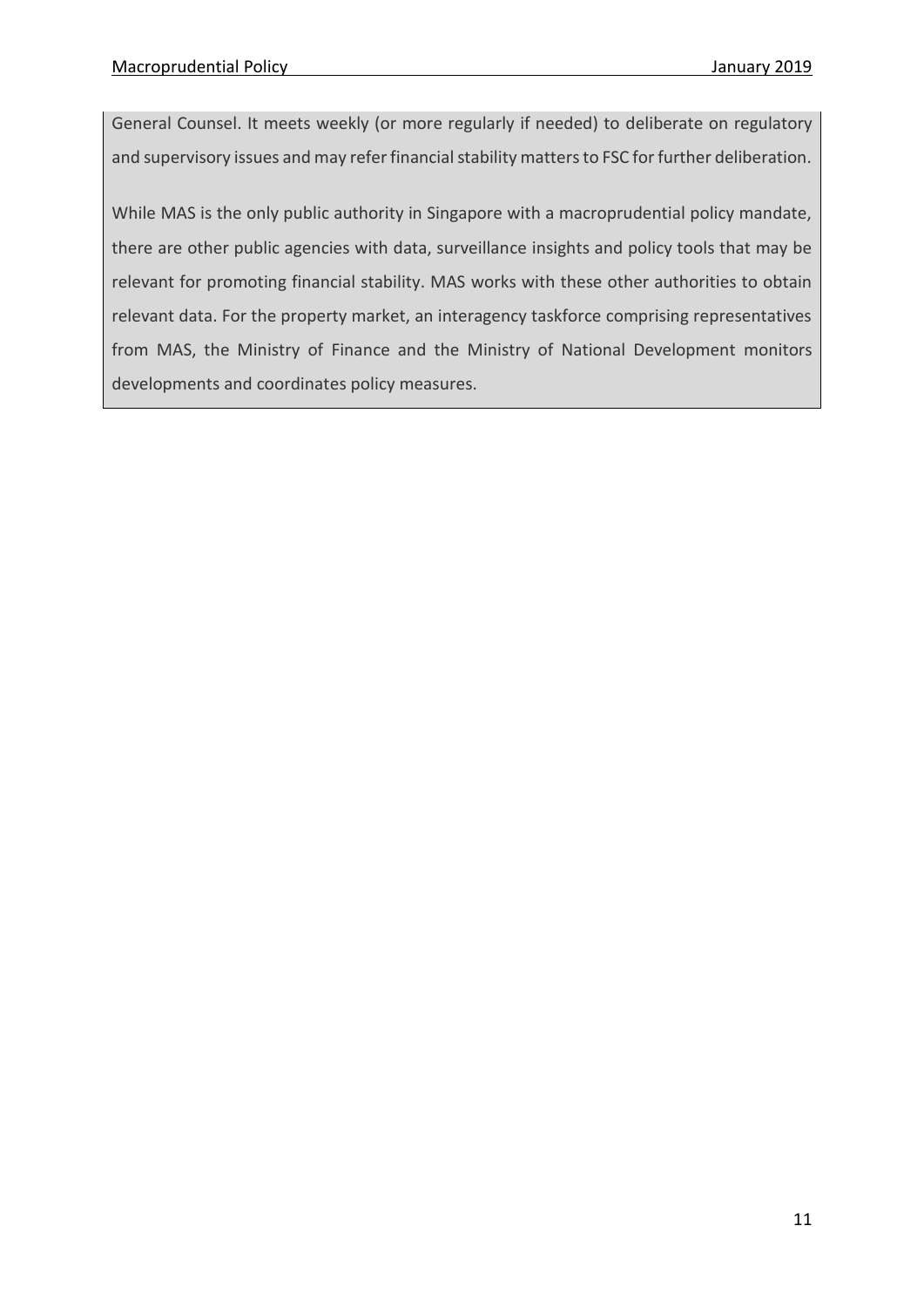General Counsel. It meets weekly (or more regularly if needed) to deliberate on regulatory and supervisory issues and may refer financial stability matters to FSC for further deliberation.

While MAS is the only public authority in Singapore with a macroprudential policy mandate, there are other public agencies with data, surveillance insights and policy tools that may be relevant for promoting financial stability. MAS works with these other authorities to obtain relevant data. For the property market, an interagency taskforce comprising representatives from MAS, the Ministry of Finance and the Ministry of National Development monitors developments and coordinates policy measures.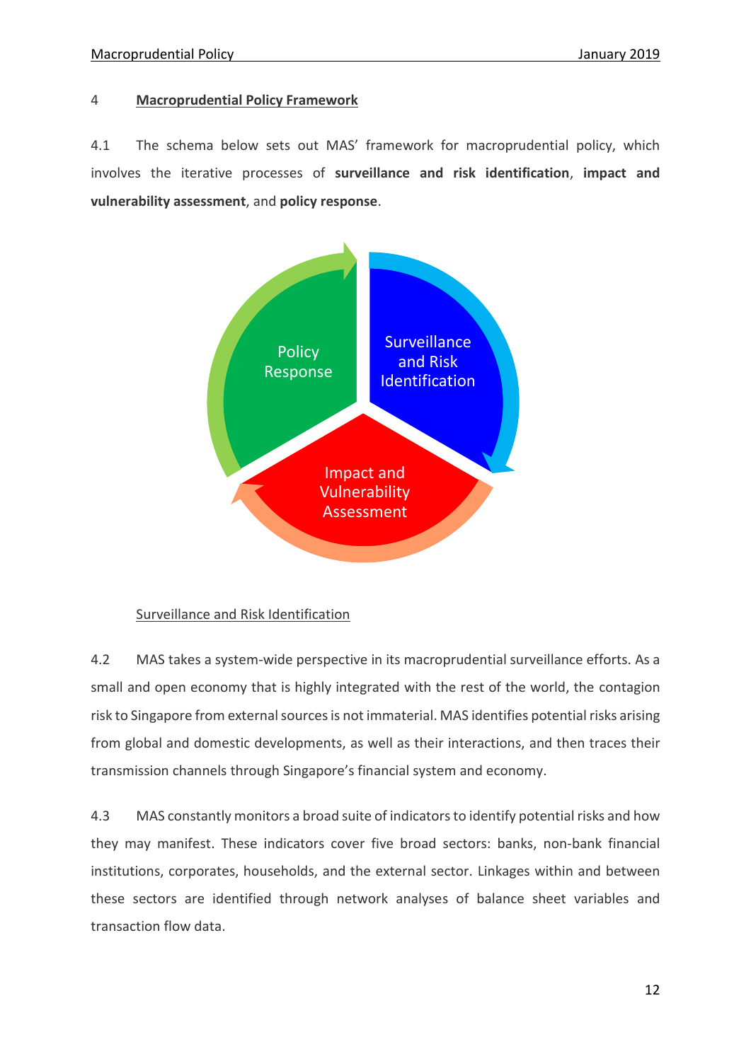## 4 Macroprudential Policy Framework

4.1 The schema below sets out MAS' framework for macroprudential policy, which involves the iterative processes of **surveillance and risk identification**, **impact and vulnerability assessment**, and **policy response**.

Surveillance and Risk Identification

Impact and Vulnerability Assessment

Policy Response

### Surveillance and Risk Identification

4.2 MAS takes a system-wide perspective in its macroprudential surveillance efforts. As a small and open economy that is highly integrated with the rest of the world, the contagion risk to Singapore from external sources is not immaterial. MAS identifies potential risks arising from global and domestic developments, as well as their interactions, and then traces their transmission channels through Singapore's financial system and economy.

4.3 MAS constantly monitors a broad suite of indicators to identify potential risks and how they may manifest. These indicators cover five broad sectors: banks, non-bank financial institutions, corporates, households, and the external sector. Linkages within and between these sectors are identified through network analyses of balance sheet variables and transaction flow data.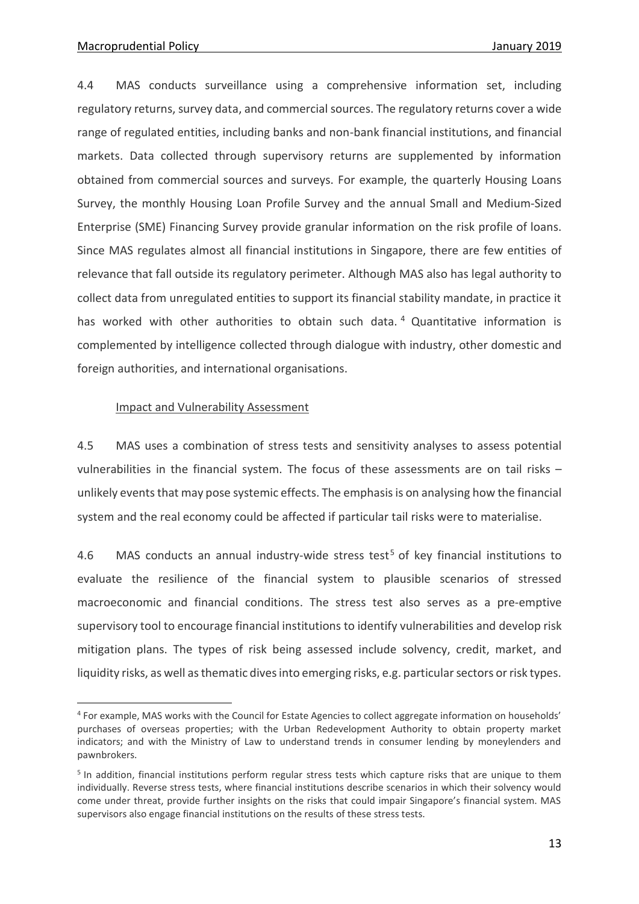4.4 MAS conducts surveillance using a comprehensive information set, including regulatory returns, survey data, and commercial sources. The regulatory returns cover a wide range of regulated entities, including banks and non-bank financial institutions, and financial markets. Data collected through supervisory returns are supplemented by information obtained from commercial sources and surveys. For example, the quarterly Housing Loans Survey, the monthly Housing Loan Profile Survey and the annual Small and Medium-Sized Enterprise (SME) Financing Survey provide granular information on the risk profile of loans. Since MAS regulates almost all financial institutions in Singapore, there are few entities of relevance that fall outside its regulatory perimeter. Although MAS also has legal authority to collect data from unregulated entities to support its financial stability mandate, in practice it has worked with other authorities to obtain such data.[4] Quantitative information is complemented by intelligence collected through dialogue with industry, other domestic and foreign authorities, and international organisations.

Impact and Vulnerability Assessment

4.5 MAS uses a combination of stress tests and sensitivity analyses to assess potential vulnerabilities in the financial system. The focus of these assessments are on tail risks – unlikely events that may pose systemic effects. The emphasis is on analysing how the financial system and the real economy could be affected if particular tail risks were to materialise.

4.6 MAS conducts an annual industry-wide stress test[5] of key financial institutions to evaluate the resilience of the financial system to plausible scenarios of stressed macroeconomic and financial conditions. The stress test also serves as a pre-emptive supervisory tool to encourage financial institutions to identify vulnerabilities and develop risk mitigation plans. The types of risk being assessed include solvency, credit, market, and liquidity risks, as well as thematic dives into emerging risks, e.g. particular sectors or risk types.

---

[4] For example, MAS works with the Council for Estate Agencies to collect aggregate information on households' purchases of overseas properties; with the Urban Redevelopment Authority to obtain property market indicators; and with the Ministry of Law to understand trends in consumer lending by moneylenders and pawnbrokers.

[5] In addition, financial institutions perform regular stress tests which capture risks that are unique to them individually. Reverse stress tests, where financial institutions describe scenarios in which their solvency would come under threat, provide further insights on the risks that could impair Singapore's financial system. MAS supervisors also engage financial institutions on the results of these stress tests.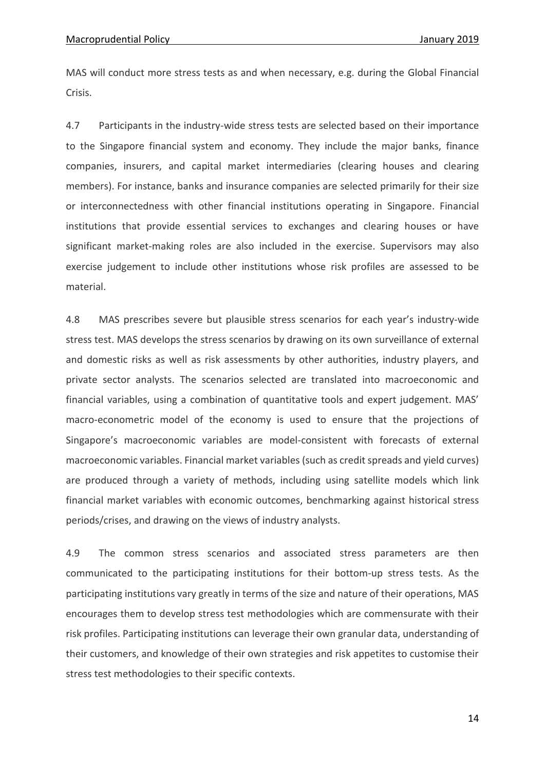MAS will conduct more stress tests as and when necessary, e.g. during the Global Financial Crisis.

4.7 Participants in the industry-wide stress tests are selected based on their importance to the Singapore financial system and economy. They include the major banks, finance companies, insurers, and capital market intermediaries (clearing houses and clearing members). For instance, banks and insurance companies are selected primarily for their size or interconnectedness with other financial institutions operating in Singapore. Financial institutions that provide essential services to exchanges and clearing houses or have significant market-making roles are also included in the exercise. Supervisors may also exercise judgement to include other institutions whose risk profiles are assessed to be material.

4.8 MAS prescribes severe but plausible stress scenarios for each year's industry-wide stress test. MAS develops the stress scenarios by drawing on its own surveillance of external and domestic risks as well as risk assessments by other authorities, industry players, and private sector analysts. The scenarios selected are translated into macroeconomic and financial variables, using a combination of quantitative tools and expert judgement. MAS' macro-econometric model of the economy is used to ensure that the projections of Singapore's macroeconomic variables are model-consistent with forecasts of external macroeconomic variables. Financial market variables (such as credit spreads and yield curves) are produced through a variety of methods, including using satellite models which link financial market variables with economic outcomes, benchmarking against historical stress periods/crises, and drawing on the views of industry analysts.

4.9 The common stress scenarios and associated stress parameters are then communicated to the participating institutions for their bottom-up stress tests. As the participating institutions vary greatly in terms of the size and nature of their operations, MAS encourages them to develop stress test methodologies which are commensurate with their risk profiles. Participating institutions can leverage their own granular data, understanding of their customers, and knowledge of their own strategies and risk appetites to customise their stress test methodologies to their specific contexts.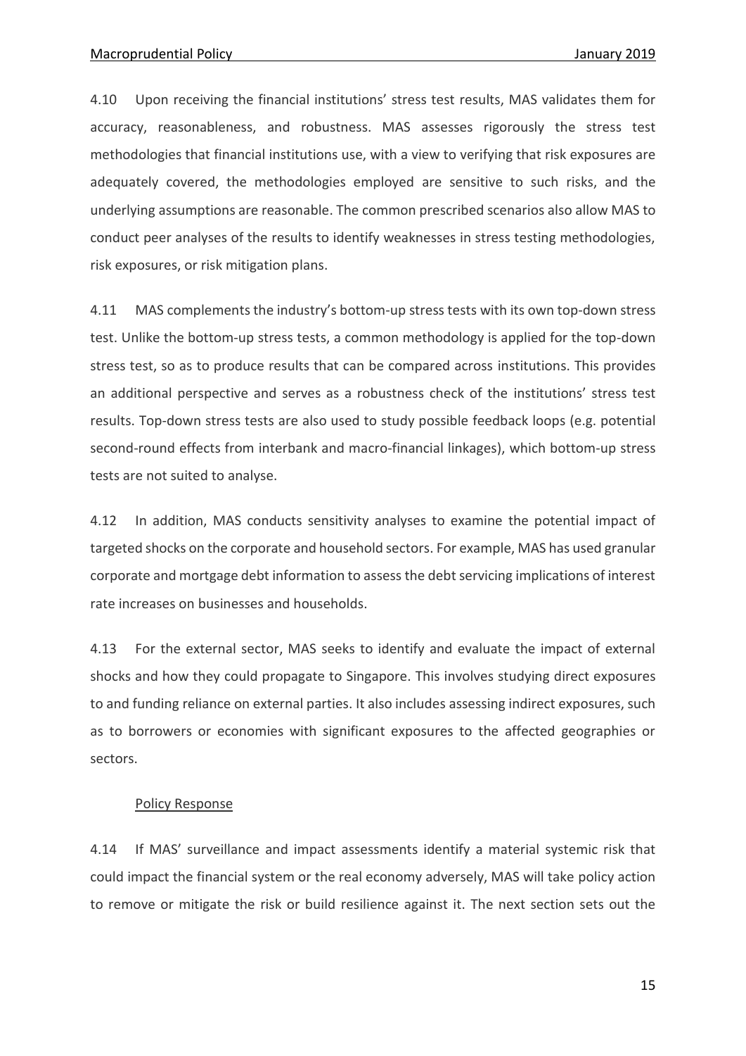4.10 Upon receiving the financial institutions' stress test results, MAS validates them for accuracy, reasonableness, and robustness. MAS assesses rigorously the stress test methodologies that financial institutions use, with a view to verifying that risk exposures are adequately covered, the methodologies employed are sensitive to such risks, and the underlying assumptions are reasonable. The common prescribed scenarios also allow MAS to conduct peer analyses of the results to identify weaknesses in stress testing methodologies, risk exposures, or risk mitigation plans.

4.11 MAS complements the industry's bottom-up stress tests with its own top-down stress test. Unlike the bottom-up stress tests, a common methodology is applied for the top-down stress test, so as to produce results that can be compared across institutions. This provides an additional perspective and serves as a robustness check of the institutions' stress test results. Top-down stress tests are also used to study possible feedback loops (e.g. potential second-round effects from interbank and macro-financial linkages), which bottom-up stress tests are not suited to analyse.

4.12 In addition, MAS conducts sensitivity analyses to examine the potential impact of targeted shocks on the corporate and household sectors. For example, MAS has used granular corporate and mortgage debt information to assess the debt servicing implications of interest rate increases on businesses and households.

4.13 For the external sector, MAS seeks to identify and evaluate the impact of external shocks and how they could propagate to Singapore. This involves studying direct exposures to and funding reliance on external parties. It also includes assessing indirect exposures, such as to borrowers or economies with significant exposures to the affected geographies or sectors.

### Policy Response

4.14 If MAS' surveillance and impact assessments identify a material systemic risk that could impact the financial system or the real economy adversely, MAS will take policy action to remove or mitigate the risk or build resilience against it. The next section sets out the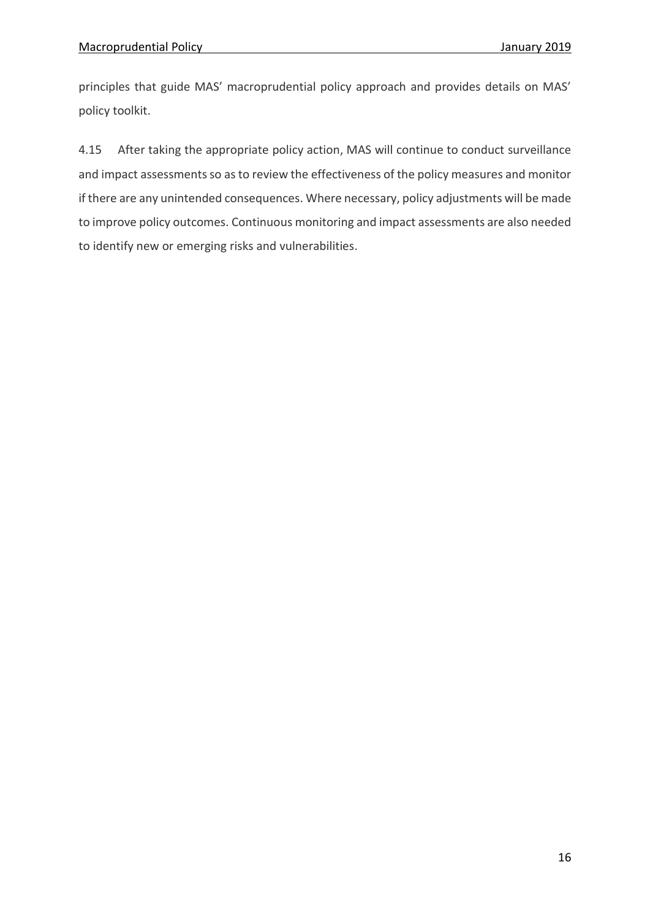principles that guide MAS' macroprudential policy approach and provides details on MAS' policy toolkit.

4.15 After taking the appropriate policy action, MAS will continue to conduct surveillance and impact assessments so as to review the effectiveness of the policy measures and monitor if there are any unintended consequences. Where necessary, policy adjustments will be made to improve policy outcomes. Continuous monitoring and impact assessments are also needed to identify new or emerging risks and vulnerabilities.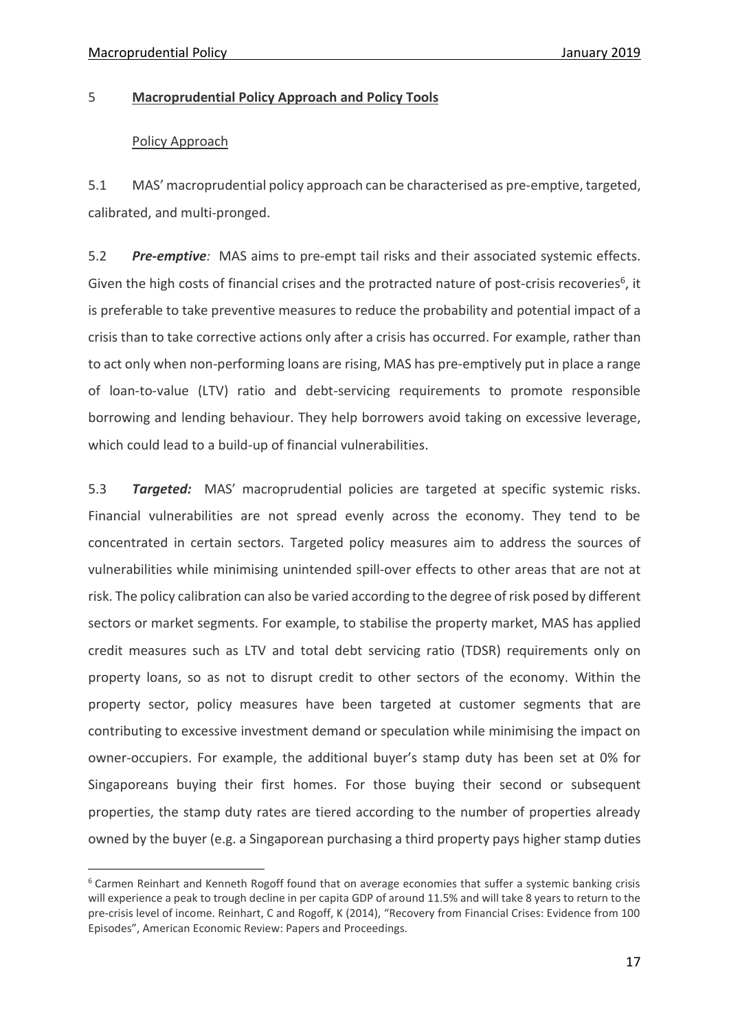## 5 Macroprudential Policy Approach and Policy Tools

### Policy Approach

5.1 MAS' macroprudential policy approach can be characterised as pre-emptive, targeted, calibrated, and multi-pronged.

5.2 ***Pre-emptive**:* MAS aims to pre-empt tail risks and their associated systemic effects. Given the high costs of financial crises and the protracted nature of post-crisis recoveries[6], it is preferable to take preventive measures to reduce the probability and potential impact of a crisis than to take corrective actions only after a crisis has occurred. For example, rather than to act only when non-performing loans are rising, MAS has pre-emptively put in place a range of loan-to-value (LTV) ratio and debt-servicing requirements to promote responsible borrowing and lending behaviour. They help borrowers avoid taking on excessive leverage, which could lead to a build-up of financial vulnerabilities.

5.3 ***Targeted:*** MAS' macroprudential policies are targeted at specific systemic risks. Financial vulnerabilities are not spread evenly across the economy. They tend to be concentrated in certain sectors. Targeted policy measures aim to address the sources of vulnerabilities while minimising unintended spill-over effects to other areas that are not at risk. The policy calibration can also be varied according to the degree of risk posed by different sectors or market segments. For example, to stabilise the property market, MAS has applied credit measures such as LTV and total debt servicing ratio (TDSR) requirements only on property loans, so as not to disrupt credit to other sectors of the economy. Within the property sector, policy measures have been targeted at customer segments that are contributing to excessive investment demand or speculation while minimising the impact on owner-occupiers. For example, the additional buyer's stamp duty has been set at 0% for Singaporeans buying their first homes. For those buying their second or subsequent properties, the stamp duty rates are tiered according to the number of properties already owned by the buyer (e.g. a Singaporean purchasing a third property pays higher stamp duties

[6] Carmen Reinhart and Kenneth Rogoff found that on average economies that suffer a systemic banking crisis will experience a peak to trough decline in per capita GDP of around 11.5% and will take 8 years to return to the pre-crisis level of income. Reinhart, C and Rogoff, K (2014), "Recovery from Financial Crises: Evidence from 100 Episodes", American Economic Review: Papers and Proceedings.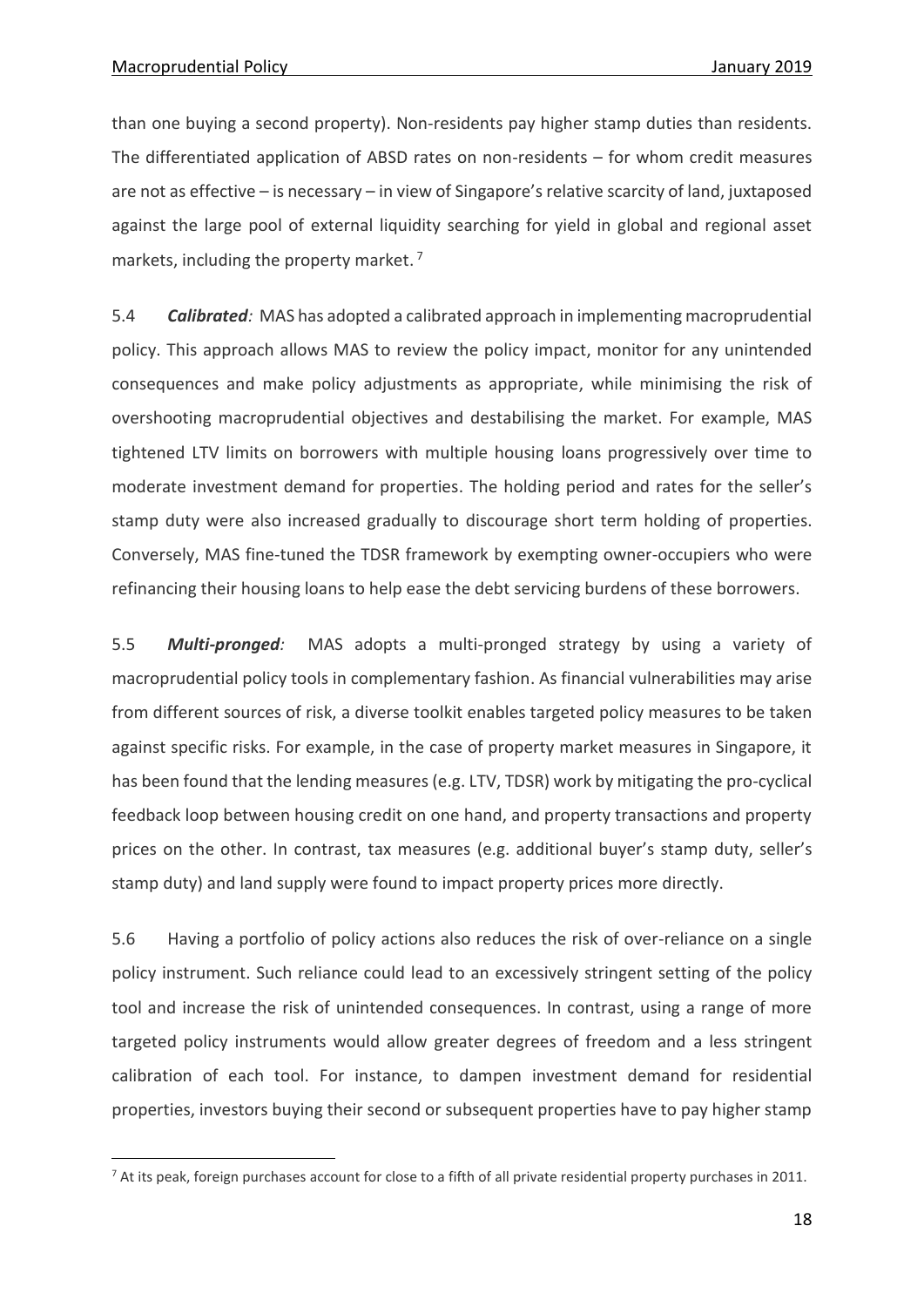than one buying a second property). Non-residents pay higher stamp duties than residents. The differentiated application of ABSD rates on non-residents – for whom credit measures are not as effective – is necessary – in view of Singapore's relative scarcity of land, juxtaposed against the large pool of external liquidity searching for yield in global and regional asset markets, including the property market.[7]

5.4 ***Calibrated**:* MAS has adopted a calibrated approach in implementing macroprudential policy. This approach allows MAS to review the policy impact, monitor for any unintended consequences and make policy adjustments as appropriate, while minimising the risk of overshooting macroprudential objectives and destabilising the market. For example, MAS tightened LTV limits on borrowers with multiple housing loans progressively over time to moderate investment demand for properties. The holding period and rates for the seller's stamp duty were also increased gradually to discourage short term holding of properties. Conversely, MAS fine-tuned the TDSR framework by exempting owner-occupiers who were refinancing their housing loans to help ease the debt servicing burdens of these borrowers.

5.5 ***Multi-pronged**:* MAS adopts a multi-pronged strategy by using a variety of macroprudential policy tools in complementary fashion. As financial vulnerabilities may arise from different sources of risk, a diverse toolkit enables targeted policy measures to be taken against specific risks. For example, in the case of property market measures in Singapore, it has been found that the lending measures (e.g. LTV, TDSR) work by mitigating the pro-cyclical feedback loop between housing credit on one hand, and property transactions and property prices on the other. In contrast, tax measures (e.g. additional buyer's stamp duty, seller's stamp duty) and land supply were found to impact property prices more directly.

5.6 Having a portfolio of policy actions also reduces the risk of over-reliance on a single policy instrument. Such reliance could lead to an excessively stringent setting of the policy tool and increase the risk of unintended consequences. In contrast, using a range of more targeted policy instruments would allow greater degrees of freedom and a less stringent calibration of each tool. For instance, to dampen investment demand for residential properties, investors buying their second or subsequent properties have to pay higher stamp

---

[7] At its peak, foreign purchases account for close to a fifth of all private residential property purchases in 2011.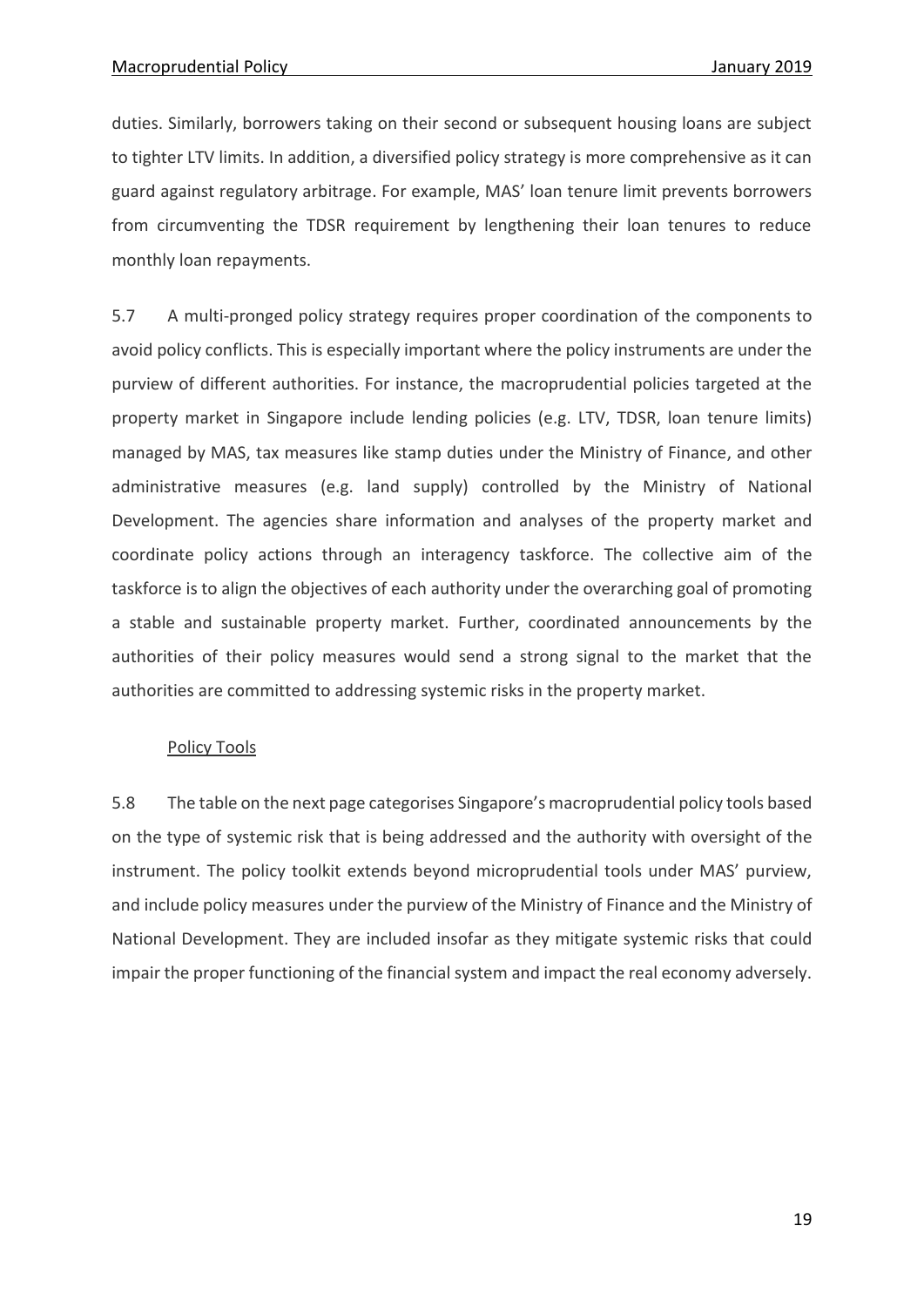duties. Similarly, borrowers taking on their second or subsequent housing loans are subject to tighter LTV limits. In addition, a diversified policy strategy is more comprehensive as it can guard against regulatory arbitrage. For example, MAS' loan tenure limit prevents borrowers from circumventing the TDSR requirement by lengthening their loan tenures to reduce monthly loan repayments.

5.7 A multi-pronged policy strategy requires proper coordination of the components to avoid policy conflicts. This is especially important where the policy instruments are under the purview of different authorities. For instance, the macroprudential policies targeted at the property market in Singapore include lending policies (e.g. LTV, TDSR, loan tenure limits) managed by MAS, tax measures like stamp duties under the Ministry of Finance, and other administrative measures (e.g. land supply) controlled by the Ministry of National Development. The agencies share information and analyses of the property market and coordinate policy actions through an interagency taskforce. The collective aim of the taskforce is to align the objectives of each authority under the overarching goal of promoting a stable and sustainable property market. Further, coordinated announcements by the authorities of their policy measures would send a strong signal to the market that the authorities are committed to addressing systemic risks in the property market.

### Policy Tools

5.8 The table on the next page categorises Singapore's macroprudential policy tools based on the type of systemic risk that is being addressed and the authority with oversight of the instrument. The policy toolkit extends beyond microprudential tools under MAS' purview, and include policy measures under the purview of the Ministry of Finance and the Ministry of National Development. They are included insofar as they mitigate systemic risks that could impair the proper functioning of the financial system and impact the real economy adversely.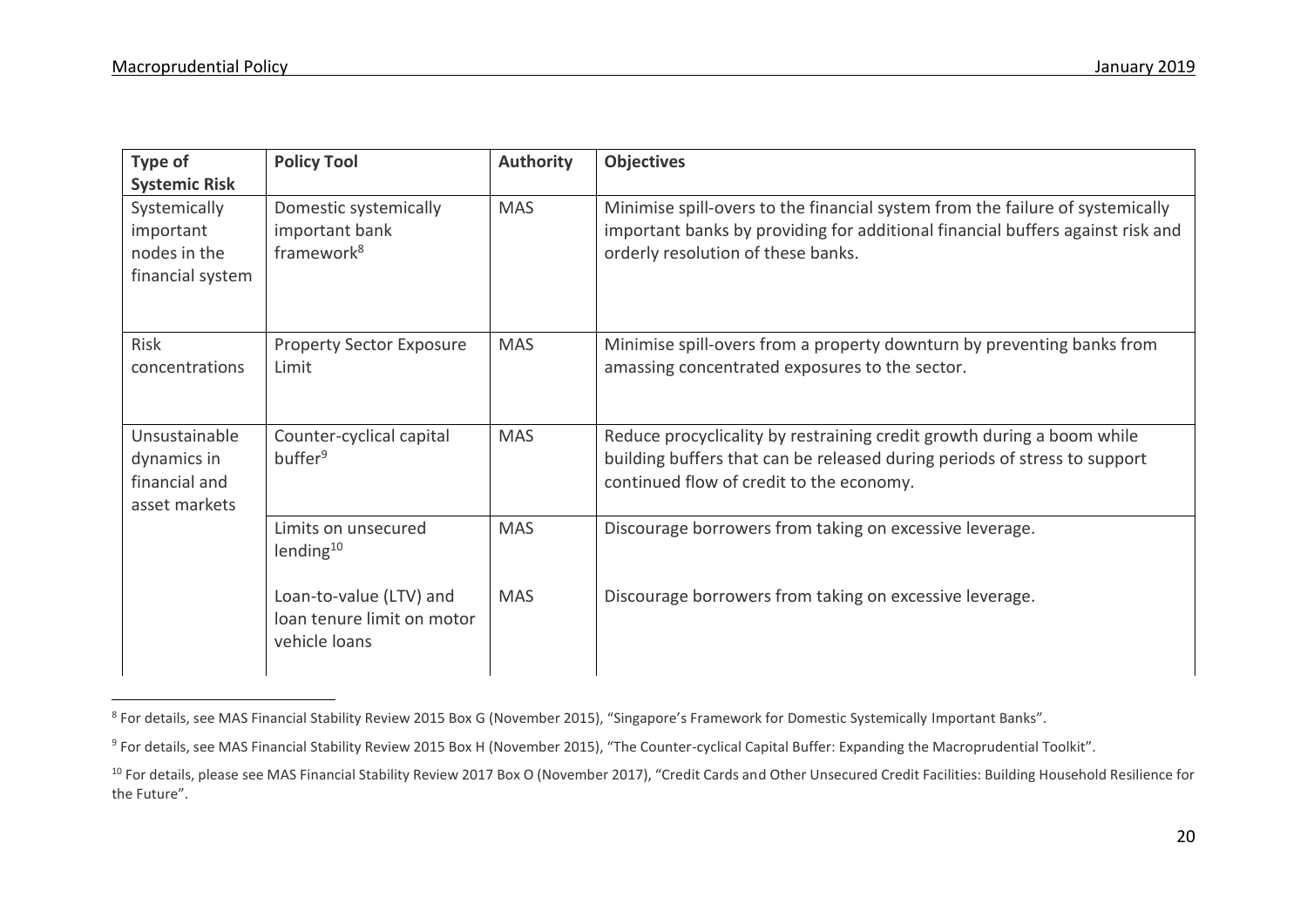| Type of Systemic Risk | Policy Tool | Authority | Objectives |
|---|---|---|---|
| Systemically important nodes in the financial system | Domestic systemically important bank framework[8] | MAS | Minimise spill-overs to the financial system from the failure of systemically important banks by providing for additional financial buffers against risk and orderly resolution of these banks. |
| Risk concentrations | Property Sector Exposure Limit | MAS | Minimise spill-overs from a property downturn by preventing banks from amassing concentrated exposures to the sector. |
| Unsustainable dynamics in financial and asset markets | Counter-cyclical capital buffer[9] | MAS | Reduce procyclicality by restraining credit growth during a boom while building buffers that can be released during periods of stress to support continued flow of credit to the economy. |
| | Limits on unsecured lending[10] | MAS | Discourage borrowers from taking on excessive leverage. |
| | Loan-to-value (LTV) and loan tenure limit on motor vehicle loans | MAS | Discourage borrowers from taking on excessive leverage. |

[8] For details, see MAS Financial Stability Review 2015 Box G (November 2015), "Singapore's Framework for Domestic Systemically Important Banks".

[9] For details, see MAS Financial Stability Review 2015 Box H (November 2015), "The Counter-cyclical Capital Buffer: Expanding the Macroprudential Toolkit".

[10] For details, please see MAS Financial Stability Review 2017 Box O (November 2017), "Credit Cards and Other Unsecured Credit Facilities: Building Household Resilience for the Future".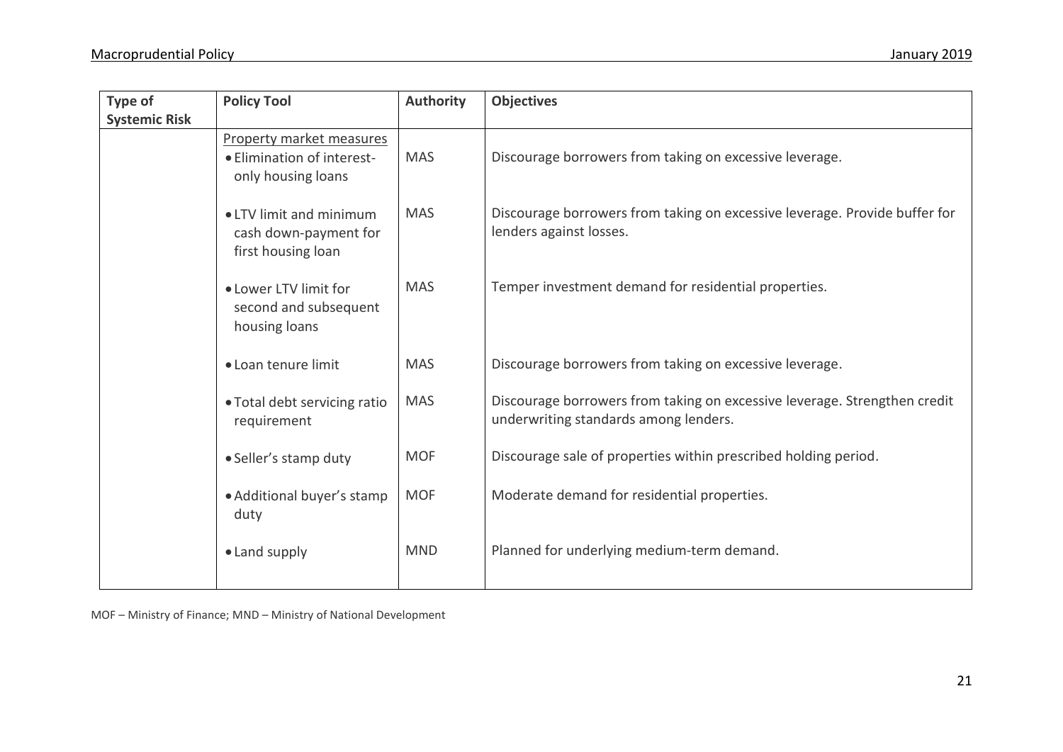| Type of Systemic Risk | Policy Tool | Authority | Objectives |
|---|---|---|---|
| | Property market measures | | |
| | • Elimination of interest-only housing loans | MAS | Discourage borrowers from taking on excessive leverage. |
| | • LTV limit and minimum cash down-payment for first housing loan | MAS | Discourage borrowers from taking on excessive leverage. Provide buffer for lenders against losses. |
| | • Lower LTV limit for second and subsequent housing loans | MAS | Temper investment demand for residential properties. |
| | • Loan tenure limit | MAS | Discourage borrowers from taking on excessive leverage. |
| | • Total debt servicing ratio requirement | MAS | Discourage borrowers from taking on excessive leverage. Strengthen credit underwriting standards among lenders. |
| | • Seller's stamp duty | MOF | Discourage sale of properties within prescribed holding period. |
| | • Additional buyer's stamp duty | MOF | Moderate demand for residential properties. |
| | • Land supply | MND | Planned for underlying medium-term demand. |

MOF – Ministry of Finance; MND – Ministry of National Development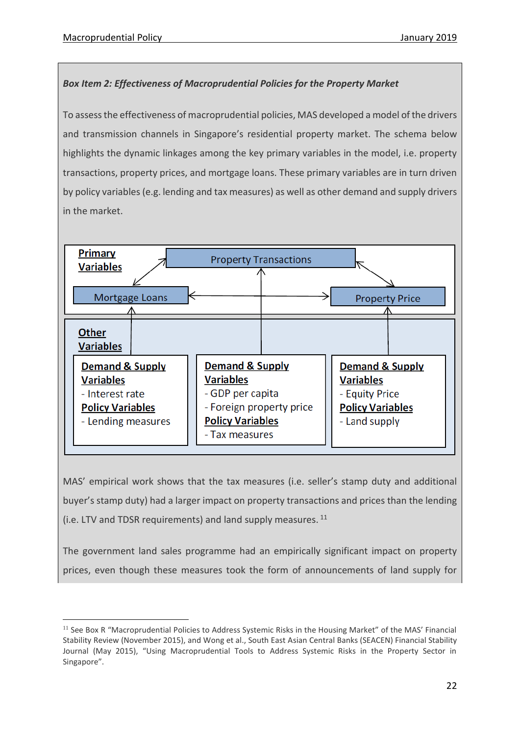***Box Item 2: Effectiveness of Macroprudential Policies for the Property Market***

To assess the effectiveness of macroprudential policies, MAS developed a model of the drivers and transmission channels in Singapore's residential property market. The schema below highlights the dynamic linkages among the key primary variables in the model, i.e. property transactions, property prices, and mortgage loans. These primary variables are in turn driven by policy variables (e.g. lending and tax measures) as well as other demand and supply drivers in the market.

**Primary Variables**

- Property Transactions
- Mortgage Loans
- Property Price

**Other Variables**

| Mortgage Loans | Property Transactions | Property Price |
|---|---|---|
| **Demand & Supply Variables**<br>- Interest rate<br>**Policy Variables**<br>- Lending measures | **Demand & Supply Variables**<br>- GDP per capita<br>- Foreign property price<br>**Policy Variables**<br>- Tax measures | **Demand & Supply Variables**<br>- Equity Price<br>**Policy Variables**<br>- Land supply |

MAS' empirical work shows that the tax measures (i.e. seller's stamp duty and additional buyer's stamp duty) had a larger impact on property transactions and prices than the lending (i.e. LTV and TDSR requirements) and land supply measures. [11]

The government land sales programme had an empirically significant impact on property prices, even though these measures took the form of announcements of land supply for

---

[11] See Box R "Macroprudential Policies to Address Systemic Risks in the Housing Market" of the MAS' Financial Stability Review (November 2015), and Wong et al., South East Asian Central Banks (SEACEN) Financial Stability Journal (May 2015), "Using Macroprudential Tools to Address Systemic Risks in the Property Sector in Singapore".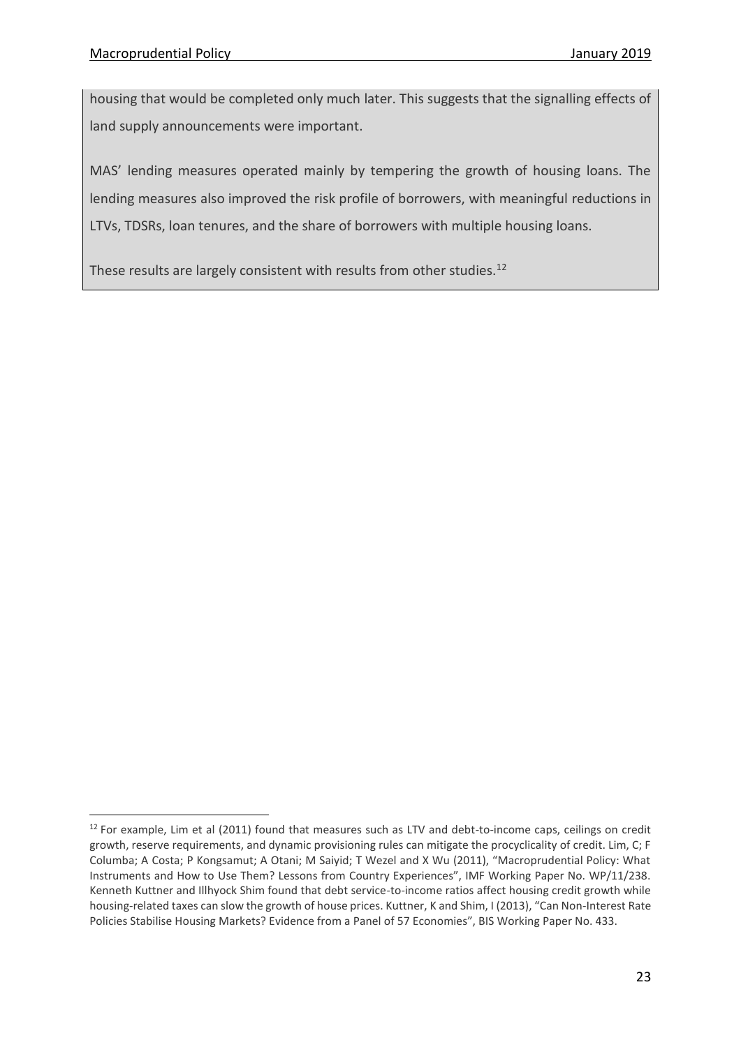housing that would be completed only much later. This suggests that the signalling effects of land supply announcements were important.

MAS' lending measures operated mainly by tempering the growth of housing loans. The lending measures also improved the risk profile of borrowers, with meaningful reductions in LTVs, TDSRs, loan tenures, and the share of borrowers with multiple housing loans.

These results are largely consistent with results from other studies.[12]

---

[12] For example, Lim et al (2011) found that measures such as LTV and debt-to-income caps, ceilings on credit growth, reserve requirements, and dynamic provisioning rules can mitigate the procyclicality of credit. Lim, C; F Columba; A Costa; P Kongsamut; A Otani; M Saiyid; T Wezel and X Wu (2011), "Macroprudential Policy: What Instruments and How to Use Them? Lessons from Country Experiences", IMF Working Paper No. WP/11/238. Kenneth Kuttner and Illhyock Shim found that debt service-to-income ratios affect housing credit growth while housing-related taxes can slow the growth of house prices. Kuttner, K and Shim, I (2013), "Can Non-Interest Rate Policies Stabilise Housing Markets? Evidence from a Panel of 57 Economies", BIS Working Paper No. 433.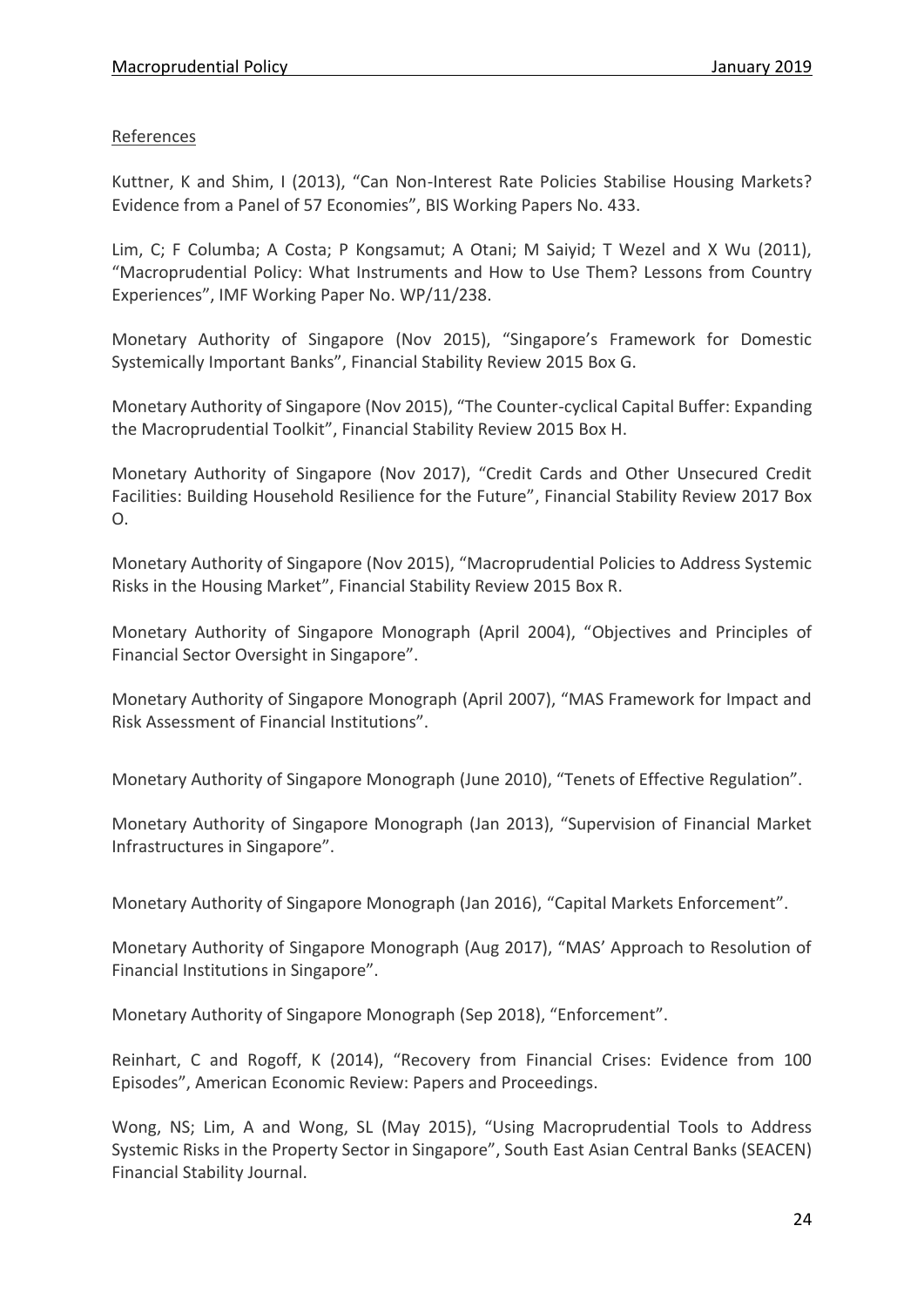## References

Kuttner, K and Shim, I (2013), "Can Non-Interest Rate Policies Stabilise Housing Markets? Evidence from a Panel of 57 Economies", BIS Working Papers No. 433.

Lim, C; F Columba; A Costa; P Kongsamut; A Otani; M Saiyid; T Wezel and X Wu (2011), "Macroprudential Policy: What Instruments and How to Use Them? Lessons from Country Experiences", IMF Working Paper No. WP/11/238.

Monetary Authority of Singapore (Nov 2015), "Singapore's Framework for Domestic Systemically Important Banks", Financial Stability Review 2015 Box G.

Monetary Authority of Singapore (Nov 2015), "The Counter-cyclical Capital Buffer: Expanding the Macroprudential Toolkit", Financial Stability Review 2015 Box H.

Monetary Authority of Singapore (Nov 2017), "Credit Cards and Other Unsecured Credit Facilities: Building Household Resilience for the Future", Financial Stability Review 2017 Box O.

Monetary Authority of Singapore (Nov 2015), "Macroprudential Policies to Address Systemic Risks in the Housing Market", Financial Stability Review 2015 Box R.

Monetary Authority of Singapore Monograph (April 2004), "Objectives and Principles of Financial Sector Oversight in Singapore".

Monetary Authority of Singapore Monograph (April 2007), "MAS Framework for Impact and Risk Assessment of Financial Institutions".

Monetary Authority of Singapore Monograph (June 2010), "Tenets of Effective Regulation".

Monetary Authority of Singapore Monograph (Jan 2013), "Supervision of Financial Market Infrastructures in Singapore".

Monetary Authority of Singapore Monograph (Jan 2016), "Capital Markets Enforcement".

Monetary Authority of Singapore Monograph (Aug 2017), "MAS' Approach to Resolution of Financial Institutions in Singapore".

Monetary Authority of Singapore Monograph (Sep 2018), "Enforcement".

Reinhart, C and Rogoff, K (2014), "Recovery from Financial Crises: Evidence from 100 Episodes", American Economic Review: Papers and Proceedings.

Wong, NS; Lim, A and Wong, SL (May 2015), "Using Macroprudential Tools to Address Systemic Risks in the Property Sector in Singapore", South East Asian Central Banks (SEACEN) Financial Stability Journal.